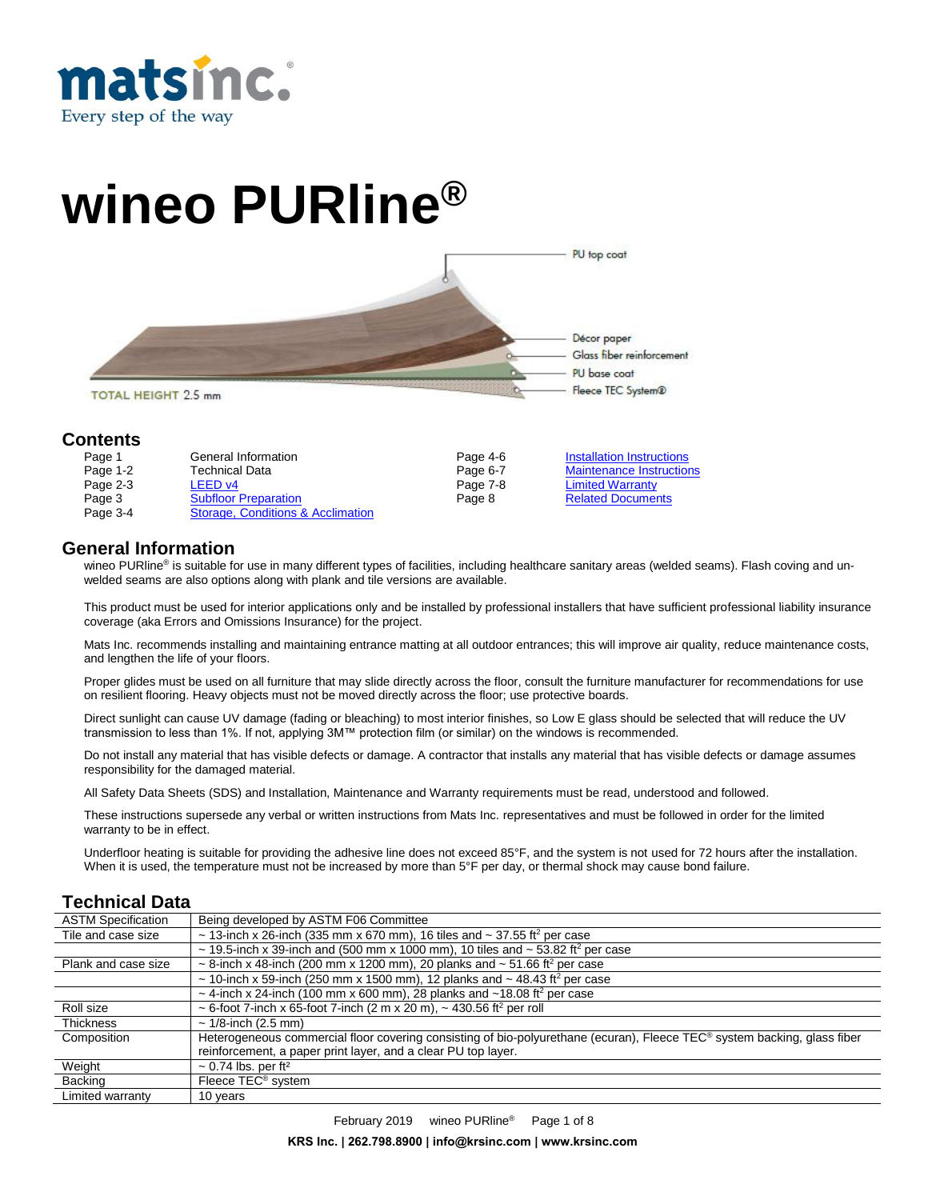matsinc.®
Every step of the way

# wineo PURline®

PU top coat

Décor paper

Glass fiber reinforcement

PU base coat

Fleece TEC System®

TOTAL HEIGHT 2.5 mm

## Contents

| | | | |
|---|---|---|---|
| Page 1 | General Information | Page 4-6 | Installation Instructions |
| Page 1-2 | Technical Data | Page 6-7 | Maintenance Instructions |
| Page 2-3 | LEED v4 | Page 7-8 | Limited Warranty |
| Page 3 | Subfloor Preparation | Page 8 | Related Documents |
| Page 3-4 | Storage, Conditions & Acclimation | | |

## General Information

wineo PURline® is suitable for use in many different types of facilities, including healthcare sanitary areas (welded seams). Flash coving and un-welded seams are also options along with plank and tile versions are available.

This product must be used for interior applications only and be installed by professional installers that have sufficient professional liability insurance coverage (aka Errors and Omissions Insurance) for the project.

Mats Inc. recommends installing and maintaining entrance matting at all outdoor entrances; this will improve air quality, reduce maintenance costs, and lengthen the life of your floors.

Proper glides must be used on all furniture that may slide directly across the floor, consult the furniture manufacturer for recommendations for use on resilient flooring. Heavy objects must not be moved directly across the floor; use protective boards.

Direct sunlight can cause UV damage (fading or bleaching) to most interior finishes, so Low E glass should be selected that will reduce the UV transmission to less than 1%. If not, applying 3M™ protection film (or similar) on the windows is recommended.

Do not install any material that has visible defects or damage. A contractor that installs any material that has visible defects or damage assumes responsibility for the damaged material.

All Safety Data Sheets (SDS) and Installation, Maintenance and Warranty requirements must be read, understood and followed.

These instructions supersede any verbal or written instructions from Mats Inc. representatives and must be followed in order for the limited warranty to be in effect.

Underfloor heating is suitable for providing the adhesive line does not exceed 85°F, and the system is not used for 72 hours after the installation. When it is used, the temperature must not be increased by more than 5°F per day, or thermal shock may cause bond failure.

## Technical Data

| | |
|---|---|
| ASTM Specification | Being developed by ASTM F06 Committee |
| Tile and case size | ~ 13-inch x 26-inch (335 mm x 670 mm), 16 tiles and ~ 37.55 ft² per case |
| | ~ 19.5-inch x 39-inch and (500 mm x 1000 mm), 10 tiles and ~ 53.82 ft² per case |
| Plank and case size | ~ 8-inch x 48-inch (200 mm x 1200 mm), 20 planks and ~ 51.66 ft² per case |
| | ~ 10-inch x 59-inch (250 mm x 1500 mm), 12 planks and ~ 48.43 ft² per case |
| | ~ 4-inch x 24-inch (100 mm x 600 mm), 28 planks and ~18.08 ft² per case |
| Roll size | ~ 6-foot 7-inch x 65-foot 7-inch (2 m x 20 m), ~ 430.56 ft² per roll |
| Thickness | ~ 1/8-inch (2.5 mm) |
| Composition | Heterogeneous commercial floor covering consisting of bio-polyurethane (ecuran), Fleece TEC® system backing, glass fiber reinforcement, a paper print layer, and a clear PU top layer. |
| Weight | ~ 0.74 lbs. per ft² |
| Backing | Fleece TEC® system |
| Limited warranty | 10 years |

KRS Inc. | 262.798.8900 | info@krsinc.com | www.krsinc.com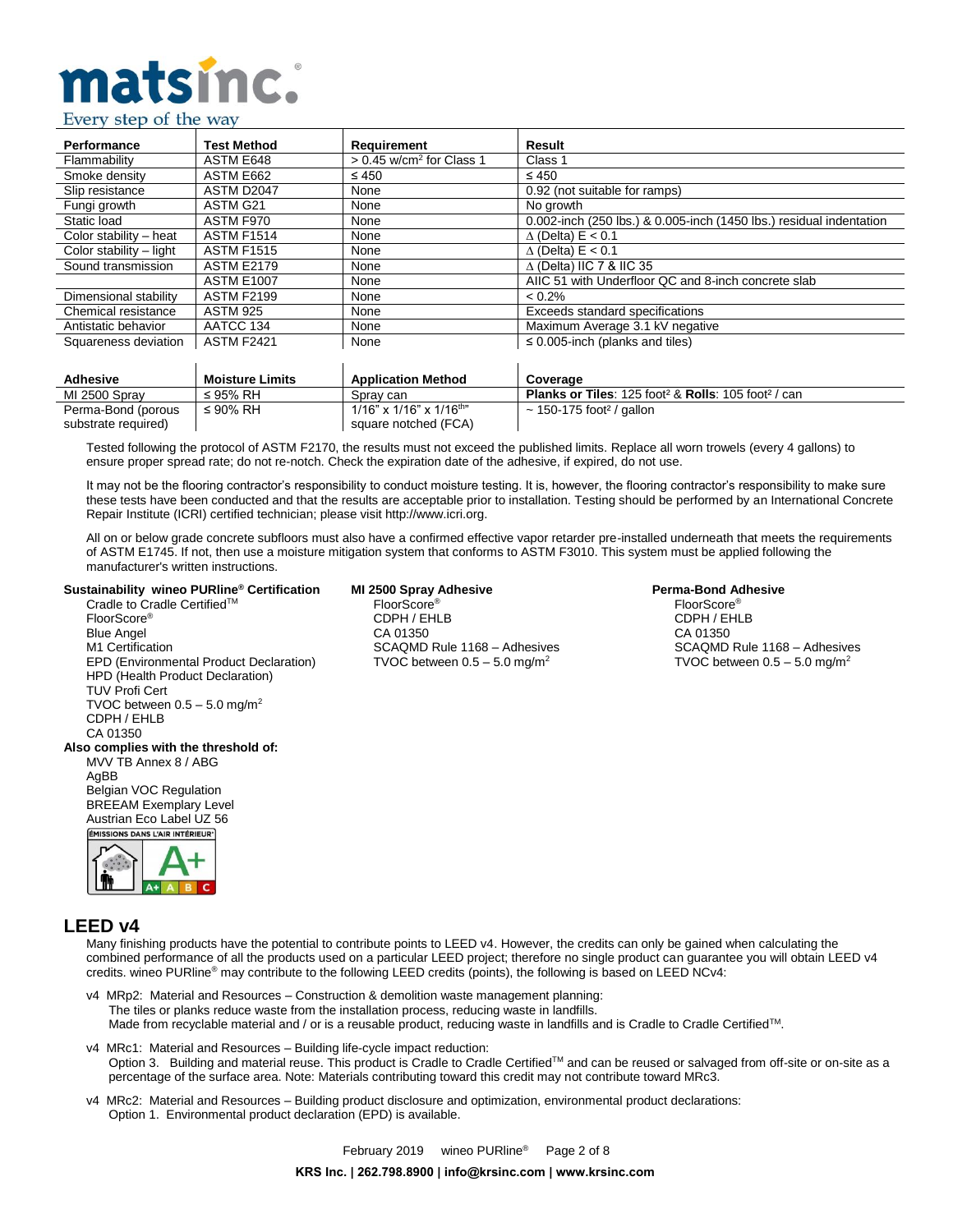| Performance | Test Method | Requirement | Result |
| --- | --- | --- | --- |
| Flammability | ASTM E648 | > 0.45 w/cm² for Class 1 | Class 1 |
| Smoke density | ASTM E662 | ≤ 450 | ≤ 450 |
| Slip resistance | ASTM D2047 | None | 0.92 (not suitable for ramps) |
| Fungi growth | ASTM G21 | None | No growth |
| Static load | ASTM F970 | None | 0.002-inch (250 lbs.) & 0.005-inch (1450 lbs.) residual indentation |
| Color stability – heat | ASTM F1514 | None | ∆ (Delta) E < 0.1 |
| Color stability – light | ASTM F1515 | None | ∆ (Delta) E < 0.1 |
| Sound transmission | ASTM E2179 | None | ∆ (Delta) IIC 7 & IIC 35 |
| | ASTM E1007 | None | AIIC 51 with Underfloor QC and 8-inch concrete slab |
| Dimensional stability | ASTM F2199 | None | < 0.2% |
| Chemical resistance | ASTM 925 | None | Exceeds standard specifications |
| Antistatic behavior | AATCC 134 | None | Maximum Average 3.1 kV negative |
| Squareness deviation | ASTM F2421 | None | ≤ 0.005-inch (planks and tiles) |

| Adhesive | Moisture Limits | Application Method | Coverage |
| --- | --- | --- | --- |
| MI 2500 Spray | ≤ 95% RH | Spray can | **Planks or Tiles**: 125 foot² & **Rolls**: 105 foot² / can |
| Perma-Bond (porous substrate required) | ≤ 90% RH | 1/16" x 1/16" x 1/16th" square notched (FCA) | ~ 150-175 foot² / gallon |

Tested following the protocol of ASTM F2170, the results must not exceed the published limits. Replace all worn trowels (every 4 gallons) to ensure proper spread rate; do not re-notch. Check the expiration date of the adhesive, if expired, do not use.

It may not be the flooring contractor's responsibility to conduct moisture testing. It is, however, the flooring contractor's responsibility to make sure these tests have been conducted and that the results are acceptable prior to installation. Testing should be performed by an International Concrete Repair Institute (ICRI) certified technician; please visit http://www.icri.org.

All on or below grade concrete subfloors must also have a confirmed effective vapor retarder pre-installed underneath that meets the requirements of ASTM E1745. If not, then use a moisture mitigation system that conforms to ASTM F3010. This system must be applied following the manufacturer's written instructions.

**Sustainability wineo PURline® Certification**

- Cradle to Cradle Certified™
- FloorScore®
- Blue Angel
- M1 Certification
- EPD (Environmental Product Declaration)
- HPD (Health Product Declaration)
- TUV Profi Cert
- TVOC between 0.5 – 5.0 mg/m²
- CDPH / EHLB
- CA 01350

**Also complies with the threshold of:**

- MVV TB Annex 8 / ABG
- AgBB
- Belgian VOC Regulation
- BREEAM Exemplary Level
- Austrian Eco Label UZ 56

ÉMISSIONS DANS L'AIR INTÉRIEUR A+

**MI 2500 Spray Adhesive**

- FloorScore®
- CDPH / EHLB
- CA 01350
- SCAQMD Rule 1168 – Adhesives
- TVOC between 0.5 – 5.0 mg/m²

**Perma-Bond Adhesive**

- FloorScore®
- CDPH / EHLB
- CA 01350
- SCAQMD Rule 1168 – Adhesives
- TVOC between 0.5 – 5.0 mg/m²

## LEED v4

Many finishing products have the potential to contribute points to LEED v4. However, the credits can only be gained when calculating the combined performance of all the products used on a particular LEED project; therefore no single product can guarantee you will obtain LEED v4 credits. wineo PURline® may contribute to the following LEED credits (points), the following is based on LEED NCv4:

v4 MRp2: Material and Resources – Construction & demolition waste management planning:
The tiles or planks reduce waste from the installation process, reducing waste in landfills.
Made from recyclable material and / or is a reusable product, reducing waste in landfills and is Cradle to Cradle Certified™.

v4 MRc1: Material and Resources – Building life-cycle impact reduction:
Option 3. Building and material reuse. This product is Cradle to Cradle Certified™ and can be reused or salvaged from off-site or on-site as a percentage of the surface area. Note: Materials contributing toward this credit may not contribute toward MRc3.

v4 MRc2: Material and Resources – Building product disclosure and optimization, environmental product declarations:
Option 1. Environmental product declaration (EPD) is available.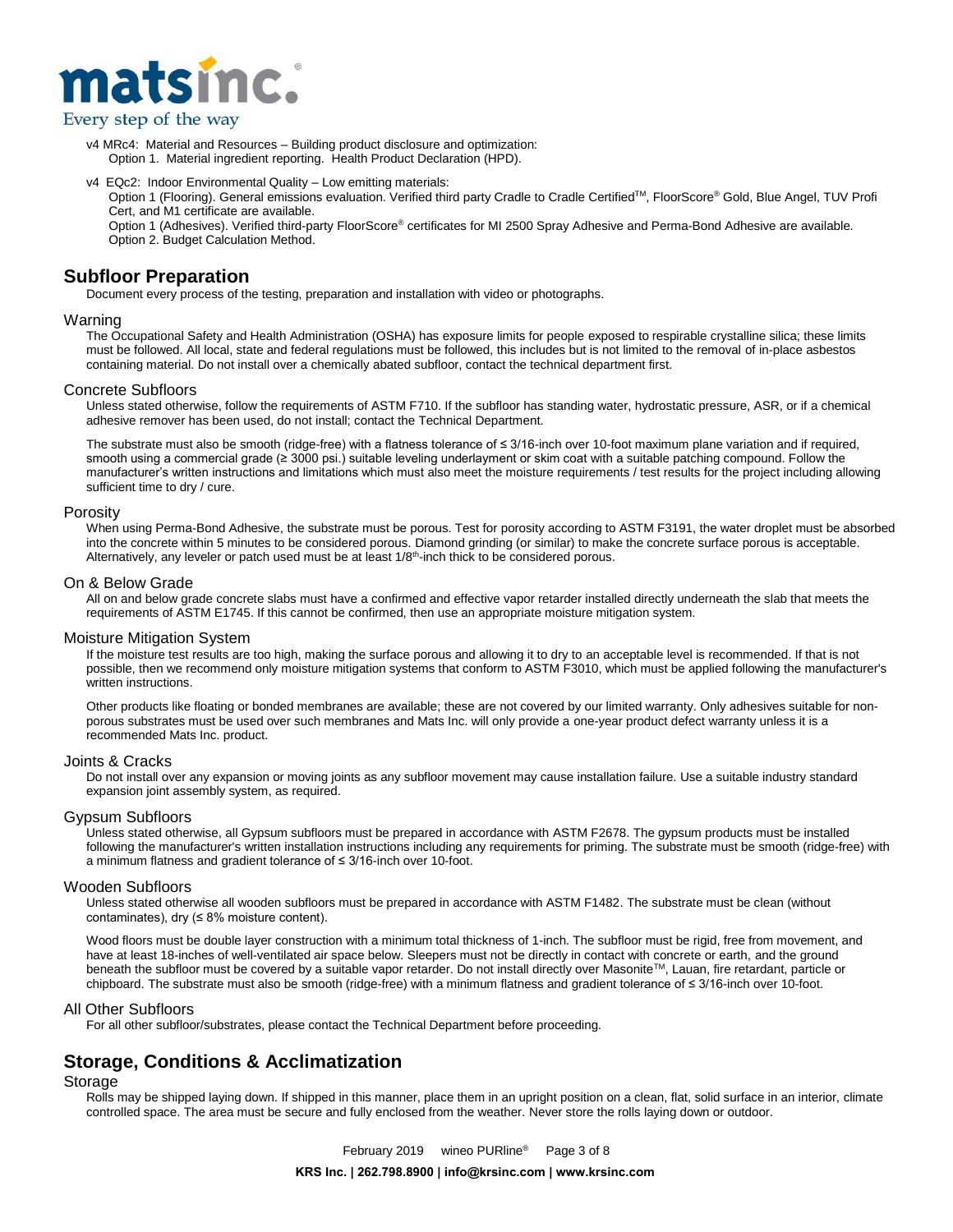v4 MRc4: Material and Resources – Building product disclosure and optimization:
Option 1. Material ingredient reporting. Health Product Declaration (HPD).

v4 EQc2: Indoor Environmental Quality – Low emitting materials:
Option 1 (Flooring). General emissions evaluation. Verified third party Cradle to Cradle Certified™, FloorScore® Gold, Blue Angel, TUV Profi Cert, and M1 certificate are available.
Option 1 (Adhesives). Verified third-party FloorScore® certificates for MI 2500 Spray Adhesive and Perma-Bond Adhesive are available.
Option 2. Budget Calculation Method.

## Subfloor Preparation

Document every process of the testing, preparation and installation with video or photographs.

### Warning

The Occupational Safety and Health Administration (OSHA) has exposure limits for people exposed to respirable crystalline silica; these limits must be followed. All local, state and federal regulations must be followed, this includes but is not limited to the removal of in-place asbestos containing material. Do not install over a chemically abated subfloor, contact the technical department first.

### Concrete Subfloors

Unless stated otherwise, follow the requirements of ASTM F710. If the subfloor has standing water, hydrostatic pressure, ASR, or if a chemical adhesive remover has been used, do not install; contact the Technical Department.

The substrate must also be smooth (ridge-free) with a flatness tolerance of ≤ 3/16-inch over 10-foot maximum plane variation and if required, smooth using a commercial grade (≥ 3000 psi.) suitable leveling underlayment or skim coat with a suitable patching compound. Follow the manufacturer's written instructions and limitations which must also meet the moisture requirements / test results for the project including allowing sufficient time to dry / cure.

### Porosity

When using Perma-Bond Adhesive, the substrate must be porous. Test for porosity according to ASTM F3191, the water droplet must be absorbed into the concrete within 5 minutes to be considered porous. Diamond grinding (or similar) to make the concrete surface porous is acceptable. Alternatively, any leveler or patch used must be at least 1/8th-inch thick to be considered porous.

### On & Below Grade

All on and below grade concrete slabs must have a confirmed and effective vapor retarder installed directly underneath the slab that meets the requirements of ASTM E1745. If this cannot be confirmed, then use an appropriate moisture mitigation system.

### Moisture Mitigation System

If the moisture test results are too high, making the surface porous and allowing it to dry to an acceptable level is recommended. If that is not possible, then we recommend only moisture mitigation systems that conform to ASTM F3010, which must be applied following the manufacturer's written instructions.

Other products like floating or bonded membranes are available; these are not covered by our limited warranty. Only adhesives suitable for non-porous substrates must be used over such membranes and Mats Inc. will only provide a one-year product defect warranty unless it is a recommended Mats Inc. product.

### Joints & Cracks

Do not install over any expansion or moving joints as any subfloor movement may cause installation failure. Use a suitable industry standard expansion joint assembly system, as required.

### Gypsum Subfloors

Unless stated otherwise, all Gypsum subfloors must be prepared in accordance with ASTM F2678. The gypsum products must be installed following the manufacturer's written installation instructions including any requirements for priming. The substrate must be smooth (ridge-free) with a minimum flatness and gradient tolerance of ≤ 3/16-inch over 10-foot.

### Wooden Subfloors

Unless stated otherwise all wooden subfloors must be prepared in accordance with ASTM F1482. The substrate must be clean (without contaminates), dry (≤ 8% moisture content).

Wood floors must be double layer construction with a minimum total thickness of 1-inch. The subfloor must be rigid, free from movement, and have at least 18-inches of well-ventilated air space below. Sleepers must not be directly in contact with concrete or earth, and the ground beneath the subfloor must be covered by a suitable vapor retarder. Do not install directly over Masonite™, Lauan, fire retardant, particle or chipboard. The substrate must also be smooth (ridge-free) with a minimum flatness and gradient tolerance of ≤ 3/16-inch over 10-foot.

### All Other Subfloors

For all other subfloor/substrates, please contact the Technical Department before proceeding.

## Storage, Conditions & Acclimatization

### Storage

Rolls may be shipped laying down. If shipped in this manner, place them in an upright position on a clean, flat, solid surface in an interior, climate controlled space. The area must be secure and fully enclosed from the weather. Never store the rolls laying down or outdoor.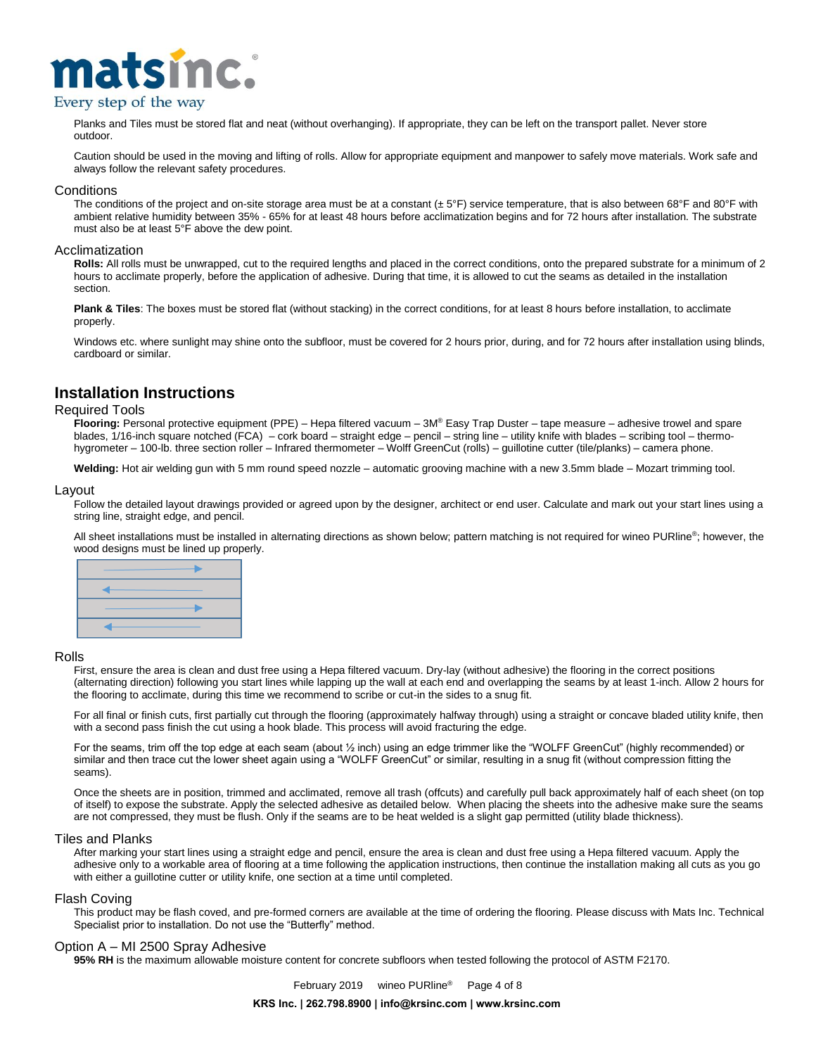Planks and Tiles must be stored flat and neat (without overhanging). If appropriate, they can be left on the transport pallet. Never store outdoor.

Caution should be used in the moving and lifting of rolls. Allow for appropriate equipment and manpower to safely move materials. Work safe and always follow the relevant safety procedures.

### Conditions

The conditions of the project and on-site storage area must be at a constant (± 5°F) service temperature, that is also between 68°F and 80°F with ambient relative humidity between 35% - 65% for at least 48 hours before acclimatization begins and for 72 hours after installation. The substrate must also be at least 5°F above the dew point.

### Acclimatization

**Rolls:** All rolls must be unwrapped, cut to the required lengths and placed in the correct conditions, onto the prepared substrate for a minimum of 2 hours to acclimate properly, before the application of adhesive. During that time, it is allowed to cut the seams as detailed in the installation section.

**Plank & Tiles**: The boxes must be stored flat (without stacking) in the correct conditions, for at least 8 hours before installation, to acclimate properly.

Windows etc. where sunlight may shine onto the subfloor, must be covered for 2 hours prior, during, and for 72 hours after installation using blinds, cardboard or similar.

## Installation Instructions

### Required Tools

**Flooring:** Personal protective equipment (PPE) – Hepa filtered vacuum – 3M® Easy Trap Duster – tape measure – adhesive trowel and spare blades, 1/16-inch square notched (FCA) – cork board – straight edge – pencil – string line – utility knife with blades – scribing tool – thermo-hygrometer – 100-lb. three section roller – Infrared thermometer – Wolff GreenCut (rolls) – guillotine cutter (tile/planks) – camera phone.

**Welding:** Hot air welding gun with 5 mm round speed nozzle – automatic grooving machine with a new 3.5mm blade – Mozart trimming tool.

### Layout

Follow the detailed layout drawings provided or agreed upon by the designer, architect or end user. Calculate and mark out your start lines using a string line, straight edge, and pencil.

All sheet installations must be installed in alternating directions as shown below; pattern matching is not required for wineo PURline®; however, the wood designs must be lined up properly.

### Rolls

First, ensure the area is clean and dust free using a Hepa filtered vacuum. Dry-lay (without adhesive) the flooring in the correct positions (alternating direction) following you start lines while lapping up the wall at each end and overlapping the seams by at least 1-inch. Allow 2 hours for the flooring to acclimate, during this time we recommend to scribe or cut-in the sides to a snug fit.

For all final or finish cuts, first partially cut through the flooring (approximately halfway through) using a straight or concave bladed utility knife, then with a second pass finish the cut using a hook blade. This process will avoid fracturing the edge.

For the seams, trim off the top edge at each seam (about ½ inch) using an edge trimmer like the “WOLFF GreenCut” (highly recommended) or similar and then trace cut the lower sheet again using a “WOLFF GreenCut” or similar, resulting in a snug fit (without compression fitting the seams).

Once the sheets are in position, trimmed and acclimated, remove all trash (offcuts) and carefully pull back approximately half of each sheet (on top of itself) to expose the substrate. Apply the selected adhesive as detailed below. When placing the sheets into the adhesive make sure the seams are not compressed, they must be flush. Only if the seams are to be heat welded is a slight gap permitted (utility blade thickness).

### Tiles and Planks

After marking your start lines using a straight edge and pencil, ensure the area is clean and dust free using a Hepa filtered vacuum. Apply the adhesive only to a workable area of flooring at a time following the application instructions, then continue the installation making all cuts as you go with either a guillotine cutter or utility knife, one section at a time until completed.

### Flash Coving

This product may be flash coved, and pre-formed corners are available at the time of ordering the flooring. Please discuss with Mats Inc. Technical Specialist prior to installation. Do not use the “Butterfly” method.

### Option A – MI 2500 Spray Adhesive

**95% RH** is the maximum allowable moisture content for concrete subfloors when tested following the protocol of ASTM F2170.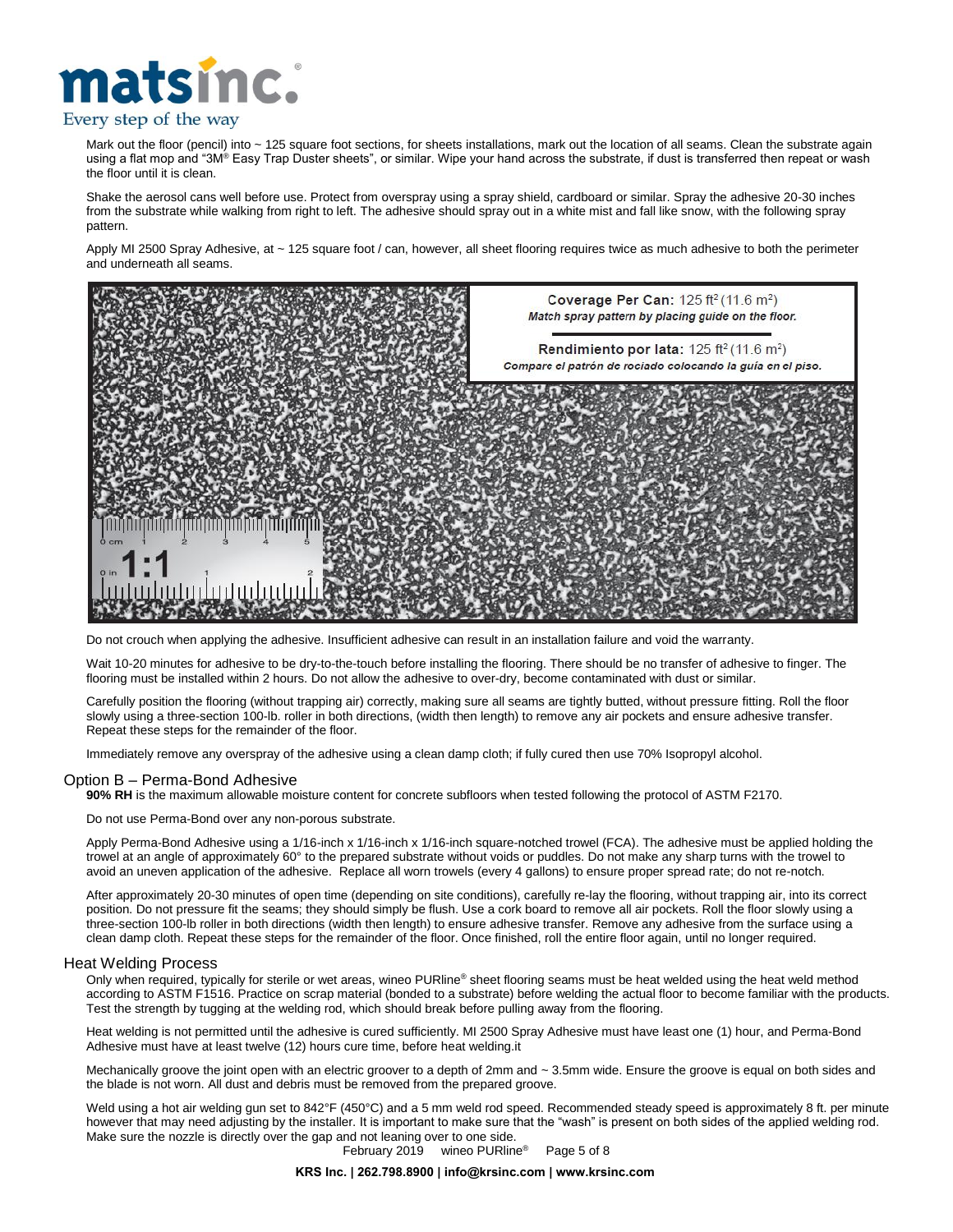Mark out the floor (pencil) into ~ 125 square foot sections, for sheets installations, mark out the location of all seams. Clean the substrate again using a flat mop and "3M® Easy Trap Duster sheets", or similar. Wipe your hand across the substrate, if dust is transferred then repeat or wash the floor until it is clean.

Shake the aerosol cans well before use. Protect from overspray using a spray shield, cardboard or similar. Spray the adhesive 20-30 inches from the substrate while walking from right to left. The adhesive should spray out in a white mist and fall like snow, with the following spray pattern.

Apply MI 2500 Spray Adhesive, at ~ 125 square foot / can, however, all sheet flooring requires twice as much adhesive to both the perimeter and underneath all seams.

**Coverage Per Can:** 125 ft² (11.6 m²)
*Match spray pattern by placing guide on the floor.*

**Rendimiento por lata:** 125 ft² (11.6 m²)
*Compare el patrón de rociado colocando la guía en el piso.*

Do not crouch when applying the adhesive. Insufficient adhesive can result in an installation failure and void the warranty.

Wait 10-20 minutes for adhesive to be dry-to-the-touch before installing the flooring. There should be no transfer of adhesive to finger. The flooring must be installed within 2 hours. Do not allow the adhesive to over-dry, become contaminated with dust or similar.

Carefully position the flooring (without trapping air) correctly, making sure all seams are tightly butted, without pressure fitting. Roll the floor slowly using a three-section 100-lb. roller in both directions, (width then length) to remove any air pockets and ensure adhesive transfer. Repeat these steps for the remainder of the floor.

Immediately remove any overspray of the adhesive using a clean damp cloth; if fully cured then use 70% Isopropyl alcohol.

## Option B – Perma-Bond Adhesive

**90% RH** is the maximum allowable moisture content for concrete subfloors when tested following the protocol of ASTM F2170.

Do not use Perma-Bond over any non-porous substrate.

Apply Perma-Bond Adhesive using a 1/16-inch x 1/16-inch x 1/16-inch square-notched trowel (FCA). The adhesive must be applied holding the trowel at an angle of approximately 60° to the prepared substrate without voids or puddles. Do not make any sharp turns with the trowel to avoid an uneven application of the adhesive. Replace all worn trowels (every 4 gallons) to ensure proper spread rate; do not re-notch.

After approximately 20-30 minutes of open time (depending on site conditions), carefully re-lay the flooring, without trapping air, into its correct position. Do not pressure fit the seams; they should simply be flush. Use a cork board to remove all air pockets. Roll the floor slowly using a three-section 100-lb roller in both directions (width then length) to ensure adhesive transfer. Remove any adhesive from the surface using a clean damp cloth. Repeat these steps for the remainder of the floor. Once finished, roll the entire floor again, until no longer required.

## Heat Welding Process

Only when required, typically for sterile or wet areas, wineo PURline® sheet flooring seams must be heat welded using the heat weld method according to ASTM F1516. Practice on scrap material (bonded to a substrate) before welding the actual floor to become familiar with the products. Test the strength by tugging at the welding rod, which should break before pulling away from the flooring.

Heat welding is not permitted until the adhesive is cured sufficiently. MI 2500 Spray Adhesive must have least one (1) hour, and Perma-Bond Adhesive must have at least twelve (12) hours cure time, before heat welding.it

Mechanically groove the joint open with an electric groover to a depth of 2mm and ~ 3.5mm wide. Ensure the groove is equal on both sides and the blade is not worn. All dust and debris must be removed from the prepared groove.

Weld using a hot air welding gun set to 842°F (450°C) and a 5 mm weld rod speed. Recommended steady speed is approximately 8 ft. per minute however that may need adjusting by the installer. It is important to make sure that the "wash" is present on both sides of the applied welding rod. Make sure the nozzle is directly over the gap and not leaning over to one side.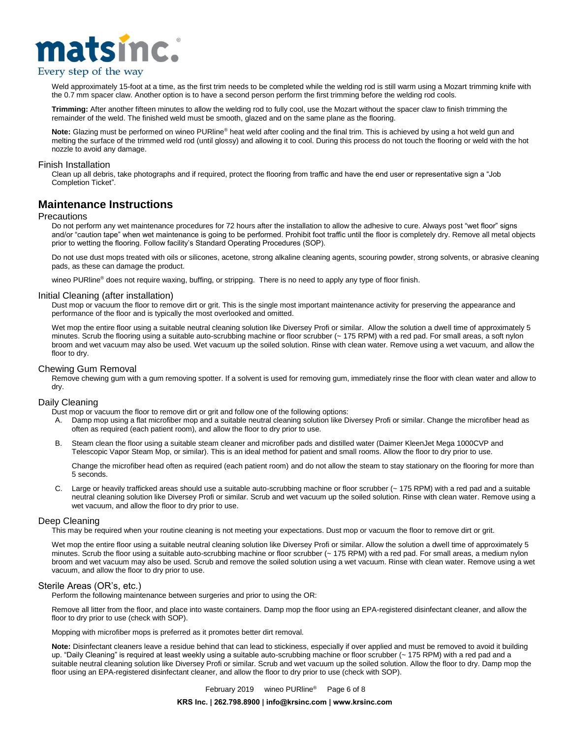Weld approximately 15-foot at a time, as the first trim needs to be completed while the welding rod is still warm using a Mozart trimming knife with the 0.7 mm spacer claw. Another option is to have a second person perform the first trimming before the welding rod cools.

**Trimming:** After another fifteen minutes to allow the welding rod to fully cool, use the Mozart without the spacer claw to finish trimming the remainder of the weld. The finished weld must be smooth, glazed and on the same plane as the flooring.

**Note:** Glazing must be performed on wineo PURline® heat weld after cooling and the final trim. This is achieved by using a hot weld gun and melting the surface of the trimmed weld rod (until glossy) and allowing it to cool. During this process do not touch the flooring or weld with the hot nozzle to avoid any damage.

### Finish Installation

Clean up all debris, take photographs and if required, protect the flooring from traffic and have the end user or representative sign a "Job Completion Ticket".

## Maintenance Instructions

### Precautions

Do not perform any wet maintenance procedures for 72 hours after the installation to allow the adhesive to cure. Always post "wet floor" signs and/or "caution tape" when wet maintenance is going to be performed. Prohibit foot traffic until the floor is completely dry. Remove all metal objects prior to wetting the flooring. Follow facility's Standard Operating Procedures (SOP).

Do not use dust mops treated with oils or silicones, acetone, strong alkaline cleaning agents, scouring powder, strong solvents, or abrasive cleaning pads, as these can damage the product.

wineo PURline® does not require waxing, buffing, or stripping. There is no need to apply any type of floor finish.

### Initial Cleaning (after installation)

Dust mop or vacuum the floor to remove dirt or grit. This is the single most important maintenance activity for preserving the appearance and performance of the floor and is typically the most overlooked and omitted.

Wet mop the entire floor using a suitable neutral cleaning solution like Diversey Profi or similar. Allow the solution a dwell time of approximately 5 minutes. Scrub the flooring using a suitable auto-scrubbing machine or floor scrubber (~ 175 RPM) with a red pad. For small areas, a soft nylon broom and wet vacuum may also be used. Wet vacuum up the soiled solution. Rinse with clean water. Remove using a wet vacuum, and allow the floor to dry.

### Chewing Gum Removal

Remove chewing gum with a gum removing spotter. If a solvent is used for removing gum, immediately rinse the floor with clean water and allow to dry.

### Daily Cleaning

Dust mop or vacuum the floor to remove dirt or grit and follow one of the following options:

A. Damp mop using a flat microfiber mop and a suitable neutral cleaning solution like Diversey Profi or similar. Change the microfiber head as often as required (each patient room), and allow the floor to dry prior to use.

B. Steam clean the floor using a suitable steam cleaner and microfiber pads and distilled water (Daimer KleenJet Mega 1000CVP and Telescopic Vapor Steam Mop, or similar). This is an ideal method for patient and small rooms. Allow the floor to dry prior to use.

   Change the microfiber head often as required (each patient room) and do not allow the steam to stay stationary on the flooring for more than 5 seconds.

C. Large or heavily trafficked areas should use a suitable auto-scrubbing machine or floor scrubber (~ 175 RPM) with a red pad and a suitable neutral cleaning solution like Diversey Profi or similar. Scrub and wet vacuum up the soiled solution. Rinse with clean water. Remove using a wet vacuum, and allow the floor to dry prior to use.

### Deep Cleaning

This may be required when your routine cleaning is not meeting your expectations. Dust mop or vacuum the floor to remove dirt or grit.

Wet mop the entire floor using a suitable neutral cleaning solution like Diversey Profi or similar. Allow the solution a dwell time of approximately 5 minutes. Scrub the floor using a suitable auto-scrubbing machine or floor scrubber (~ 175 RPM) with a red pad. For small areas, a medium nylon broom and wet vacuum may also be used. Scrub and remove the soiled solution using a wet vacuum. Rinse with clean water. Remove using a wet vacuum, and allow the floor to dry prior to use.

### Sterile Areas (OR's, etc.)

Perform the following maintenance between surgeries and prior to using the OR:

Remove all litter from the floor, and place into waste containers. Damp mop the floor using an EPA-registered disinfectant cleaner, and allow the floor to dry prior to use (check with SOP).

Mopping with microfiber mops is preferred as it promotes better dirt removal.

**Note:** Disinfectant cleaners leave a residue behind that can lead to stickiness, especially if over applied and must be removed to avoid it building up. "Daily Cleaning" is required at least weekly using a suitable auto-scrubbing machine or floor scrubber (~ 175 RPM) with a red pad and a suitable neutral cleaning solution like Diversey Profi or similar. Scrub and wet vacuum up the soiled solution. Allow the floor to dry. Damp mop the floor using an EPA-registered disinfectant cleaner, and allow the floor to dry prior to use (check with SOP).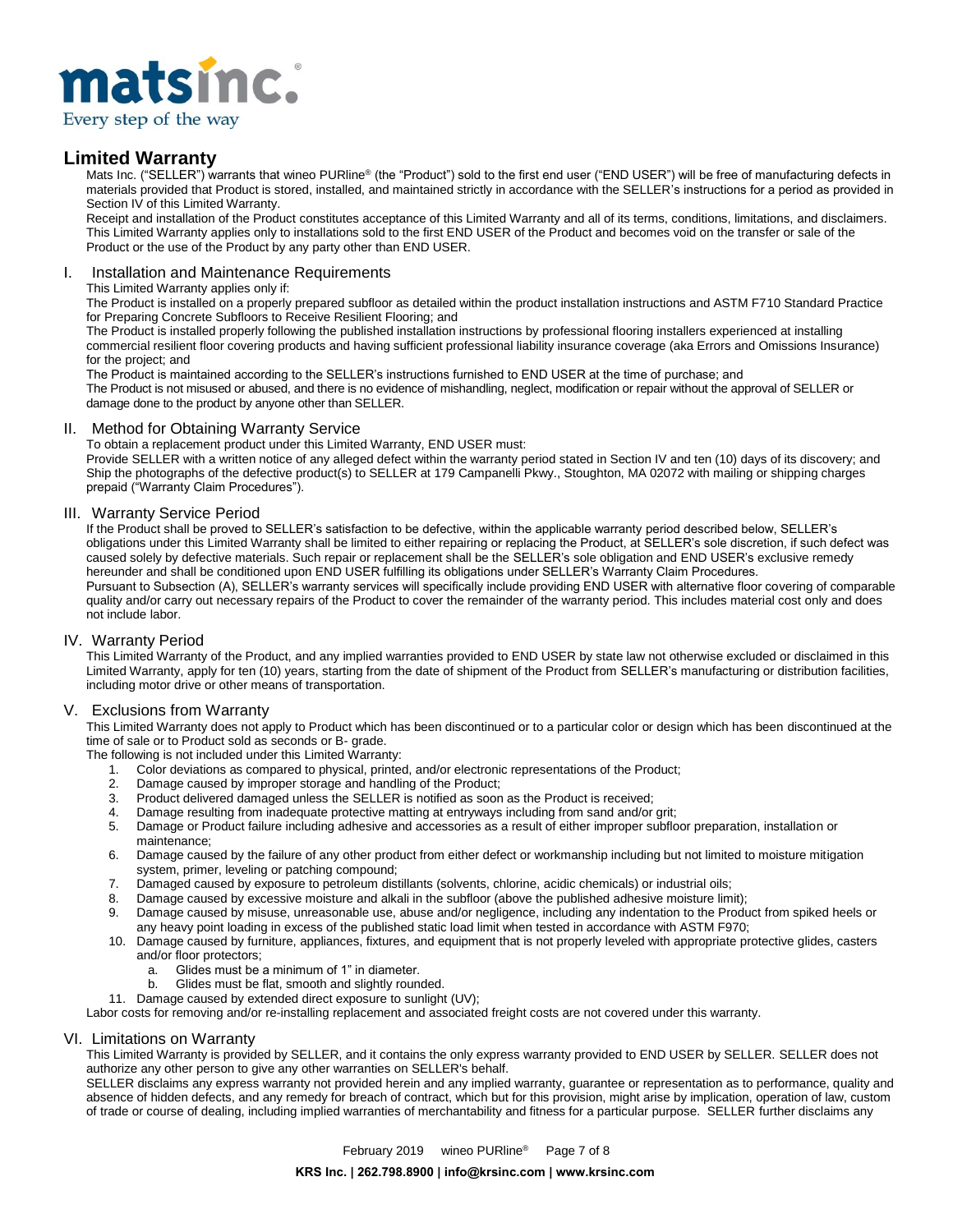# Limited Warranty

Mats Inc. ("SELLER") warrants that wineo PURline® (the "Product") sold to the first end user ("END USER") will be free of manufacturing defects in materials provided that Product is stored, installed, and maintained strictly in accordance with the SELLER's instructions for a period as provided in Section IV of this Limited Warranty.

Receipt and installation of the Product constitutes acceptance of this Limited Warranty and all of its terms, conditions, limitations, and disclaimers. This Limited Warranty applies only to installations sold to the first END USER of the Product and becomes void on the transfer or sale of the Product or the use of the Product by any party other than END USER.

## I. Installation and Maintenance Requirements

This Limited Warranty applies only if:

The Product is installed on a properly prepared subfloor as detailed within the product installation instructions and ASTM F710 Standard Practice for Preparing Concrete Subfloors to Receive Resilient Flooring; and

The Product is installed properly following the published installation instructions by professional flooring installers experienced at installing commercial resilient floor covering products and having sufficient professional liability insurance coverage (aka Errors and Omissions Insurance) for the project; and

The Product is maintained according to the SELLER's instructions furnished to END USER at the time of purchase; and

The Product is not misused or abused, and there is no evidence of mishandling, neglect, modification or repair without the approval of SELLER or damage done to the product by anyone other than SELLER.

## II. Method for Obtaining Warranty Service

To obtain a replacement product under this Limited Warranty, END USER must:

Provide SELLER with a written notice of any alleged defect within the warranty period stated in Section IV and ten (10) days of its discovery; and

Ship the photographs of the defective product(s) to SELLER at 179 Campanelli Pkwy., Stoughton, MA 02072 with mailing or shipping charges prepaid ("Warranty Claim Procedures").

## III. Warranty Service Period

If the Product shall be proved to SELLER's satisfaction to be defective, within the applicable warranty period described below, SELLER's obligations under this Limited Warranty shall be limited to either repairing or replacing the Product, at SELLER's sole discretion, if such defect was caused solely by defective materials. Such repair or replacement shall be the SELLER's sole obligation and END USER's exclusive remedy hereunder and shall be conditioned upon END USER fulfilling its obligations under SELLER's Warranty Claim Procedures.

Pursuant to Subsection (A), SELLER's warranty services will specifically include providing END USER with alternative floor covering of comparable quality and/or carry out necessary repairs of the Product to cover the remainder of the warranty period. This includes material cost only and does not include labor.

## IV. Warranty Period

This Limited Warranty of the Product, and any implied warranties provided to END USER by state law not otherwise excluded or disclaimed in this Limited Warranty, apply for ten (10) years, starting from the date of shipment of the Product from SELLER's manufacturing or distribution facilities, including motor drive or other means of transportation.

## V. Exclusions from Warranty

This Limited Warranty does not apply to Product which has been discontinued or to a particular color or design which has been discontinued at the time of sale or to Product sold as seconds or B- grade.

The following is not included under this Limited Warranty:

1. Color deviations as compared to physical, printed, and/or electronic representations of the Product;
2. Damage caused by improper storage and handling of the Product;
3. Product delivered damaged unless the SELLER is notified as soon as the Product is received;
4. Damage resulting from inadequate protective matting at entryways including from sand and/or grit;
5. Damage or Product failure including adhesive and accessories as a result of either improper subfloor preparation, installation or maintenance;
6. Damage caused by the failure of any other product from either defect or workmanship including but not limited to moisture mitigation system, primer, leveling or patching compound;
7. Damaged caused by exposure to petroleum distillants (solvents, chlorine, acidic chemicals) or industrial oils;
8. Damage caused by excessive moisture and alkali in the subfloor (above the published adhesive moisture limit);
9. Damage caused by misuse, unreasonable use, abuse and/or negligence, including any indentation to the Product from spiked heels or any heavy point loading in excess of the published static load limit when tested in accordance with ASTM F970;
10. Damage caused by furniture, appliances, fixtures, and equipment that is not properly leveled with appropriate protective glides, casters and/or floor protectors;
    a. Glides must be a minimum of 1" in diameter.
    b. Glides must be flat, smooth and slightly rounded.
11. Damage caused by extended direct exposure to sunlight (UV);

Labor costs for removing and/or re-installing replacement and associated freight costs are not covered under this warranty.

## VI. Limitations on Warranty

This Limited Warranty is provided by SELLER, and it contains the only express warranty provided to END USER by SELLER. SELLER does not authorize any other person to give any other warranties on SELLER's behalf.

SELLER disclaims any express warranty not provided herein and any implied warranty, guarantee or representation as to performance, quality and absence of hidden defects, and any remedy for breach of contract, which but for this provision, might arise by implication, operation of law, custom of trade or course of dealing, including implied warranties of merchantability and fitness for a particular purpose. SELLER further disclaims any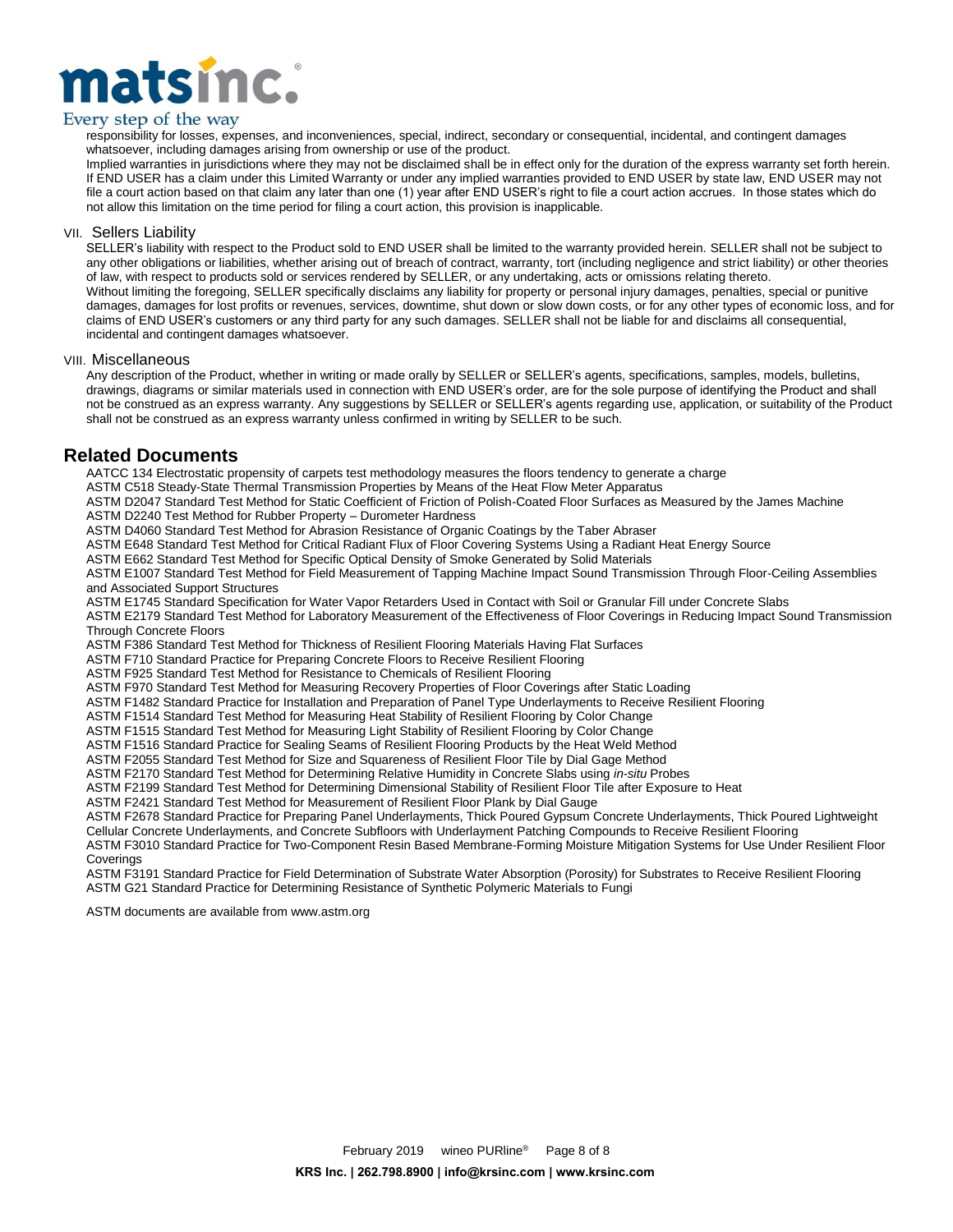responsibility for losses, expenses, and inconveniences, special, indirect, secondary or consequential, incidental, and contingent damages whatsoever, including damages arising from ownership or use of the product.

Implied warranties in jurisdictions where they may not be disclaimed shall be in effect only for the duration of the express warranty set forth herein. If END USER has a claim under this Limited Warranty or under any implied warranties provided to END USER by state law, END USER may not file a court action based on that claim any later than one (1) year after END USER's right to file a court action accrues. In those states which do not allow this limitation on the time period for filing a court action, this provision is inapplicable.

### VII. Sellers Liability

SELLER's liability with respect to the Product sold to END USER shall be limited to the warranty provided herein. SELLER shall not be subject to any other obligations or liabilities, whether arising out of breach of contract, warranty, tort (including negligence and strict liability) or other theories of law, with respect to products sold or services rendered by SELLER, or any undertaking, acts or omissions relating thereto.

Without limiting the foregoing, SELLER specifically disclaims any liability for property or personal injury damages, penalties, special or punitive damages, damages for lost profits or revenues, services, downtime, shut down or slow down costs, or for any other types of economic loss, and for claims of END USER's customers or any third party for any such damages. SELLER shall not be liable for and disclaims all consequential, incidental and contingent damages whatsoever.

### VIII. Miscellaneous

Any description of the Product, whether in writing or made orally by SELLER or SELLER's agents, specifications, samples, models, bulletins, drawings, diagrams or similar materials used in connection with END USER's order, are for the sole purpose of identifying the Product and shall not be construed as an express warranty. Any suggestions by SELLER or SELLER's agents regarding use, application, or suitability of the Product shall not be construed as an express warranty unless confirmed in writing by SELLER to be such.

## Related Documents

AATCC 134 Electrostatic propensity of carpets test methodology measures the floors tendency to generate a charge
ASTM C518 Steady-State Thermal Transmission Properties by Means of the Heat Flow Meter Apparatus
ASTM D2047 Standard Test Method for Static Coefficient of Friction of Polish-Coated Floor Surfaces as Measured by the James Machine
ASTM D2240 Test Method for Rubber Property – Durometer Hardness
ASTM D4060 Standard Test Method for Abrasion Resistance of Organic Coatings by the Taber Abraser
ASTM E648 Standard Test Method for Critical Radiant Flux of Floor Covering Systems Using a Radiant Heat Energy Source
ASTM E662 Standard Test Method for Specific Optical Density of Smoke Generated by Solid Materials
ASTM E1007 Standard Test Method for Field Measurement of Tapping Machine Impact Sound Transmission Through Floor-Ceiling Assemblies and Associated Support Structures
ASTM E1745 Standard Specification for Water Vapor Retarders Used in Contact with Soil or Granular Fill under Concrete Slabs
ASTM E2179 Standard Test Method for Laboratory Measurement of the Effectiveness of Floor Coverings in Reducing Impact Sound Transmission Through Concrete Floors
ASTM F386 Standard Test Method for Thickness of Resilient Flooring Materials Having Flat Surfaces
ASTM F710 Standard Practice for Preparing Concrete Floors to Receive Resilient Flooring
ASTM F925 Standard Test Method for Resistance to Chemicals of Resilient Flooring
ASTM F970 Standard Test Method for Measuring Recovery Properties of Floor Coverings after Static Loading
ASTM F1482 Standard Practice for Installation and Preparation of Panel Type Underlayments to Receive Resilient Flooring
ASTM F1514 Standard Test Method for Measuring Heat Stability of Resilient Flooring by Color Change
ASTM F1515 Standard Test Method for Measuring Light Stability of Resilient Flooring by Color Change
ASTM F1516 Standard Practice for Sealing Seams of Resilient Flooring Products by the Heat Weld Method
ASTM F2055 Standard Test Method for Size and Squareness of Resilient Floor Tile by Dial Gage Method
ASTM F2170 Standard Test Method for Determining Relative Humidity in Concrete Slabs using *in-situ* Probes
ASTM F2199 Standard Test Method for Determining Dimensional Stability of Resilient Floor Tile after Exposure to Heat
ASTM F2421 Standard Test Method for Measurement of Resilient Floor Plank by Dial Gauge
ASTM F2678 Standard Practice for Preparing Panel Underlayments, Thick Poured Gypsum Concrete Underlayments, Thick Poured Lightweight Cellular Concrete Underlayments, and Concrete Subfloors with Underlayment Patching Compounds to Receive Resilient Flooring
ASTM F3010 Standard Practice for Two-Component Resin Based Membrane-Forming Moisture Mitigation Systems for Use Under Resilient Floor Coverings
ASTM F3191 Standard Practice for Field Determination of Substrate Water Absorption (Porosity) for Substrates to Receive Resilient Flooring
ASTM G21 Standard Practice for Determining Resistance of Synthetic Polymeric Materials to Fungi

ASTM documents are available from www.astm.org